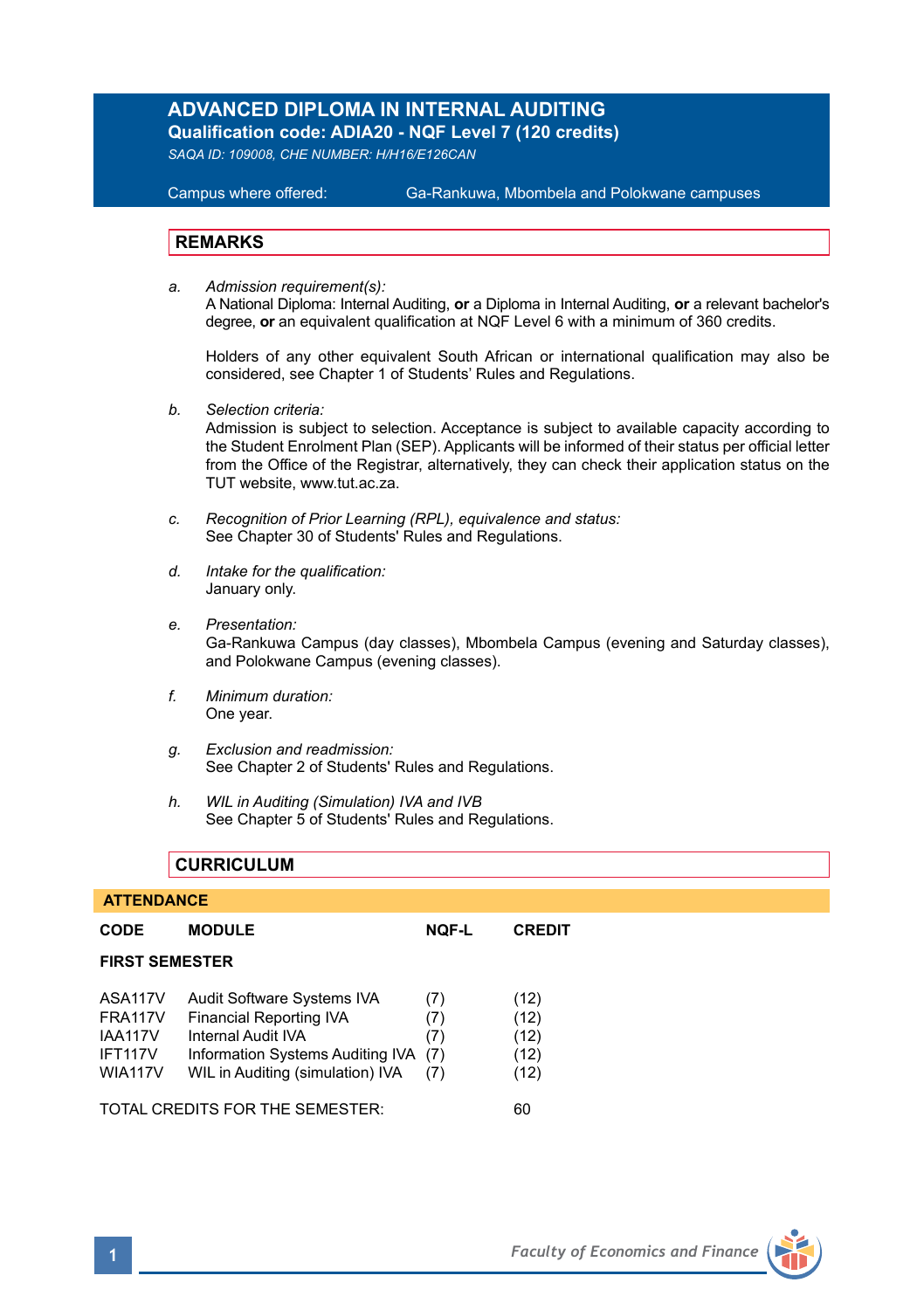# ADVANCED DIPLOMA IN INTERNAL AUDITING

**Qualification code: ADIA20 - NQF Level 7 (120 credits)**

*SAQA ID: 109008, CHE NUMBER: H/H16/E126CAN*

Campus where offered: Ga-Rankuwa, Mbombela and Polokwane campuses

## REMARKS

a. *Admission requirement(s):*
A National Diploma: Internal Auditing, **or** a Diploma in Internal Auditing, **or** a relevant bachelor's degree, **or** an equivalent qualification at NQF Level 6 with a minimum of 360 credits.

Holders of any other equivalent South African or international qualification may also be considered, see Chapter 1 of Students' Rules and Regulations.

b. *Selection criteria:*
Admission is subject to selection. Acceptance is subject to available capacity according to the Student Enrolment Plan (SEP). Applicants will be informed of their status per official letter from the Office of the Registrar, alternatively, they can check their application status on the TUT website, www.tut.ac.za.

c. *Recognition of Prior Learning (RPL), equivalence and status:*
See Chapter 30 of Students' Rules and Regulations.

d. *Intake for the qualification:*
January only.

e. *Presentation:*
Ga-Rankuwa Campus (day classes), Mbombela Campus (evening and Saturday classes), and Polokwane Campus (evening classes).

f. *Minimum duration:*
One year.

g. *Exclusion and readmission:*
See Chapter 2 of Students' Rules and Regulations.

h. *WIL in Auditing (Simulation) IVA and IVB*
See Chapter 5 of Students' Rules and Regulations.

## CURRICULUM

**ATTENDANCE**

| CODE | MODULE | NQF-L | CREDIT |
|---|---|---|---|
| **FIRST SEMESTER** | | | |
| ASA117V | Audit Software Systems IVA | (7) | (12) |
| FRA117V | Financial Reporting IVA | (7) | (12) |
| IAA117V | Internal Audit IVA | (7) | (12) |
| IFT117V | Information Systems Auditing IVA | (7) | (12) |
| WIA117V | WIL in Auditing (simulation) IVA | (7) | (12) |
| TOTAL CREDITS FOR THE SEMESTER: | | | 60 |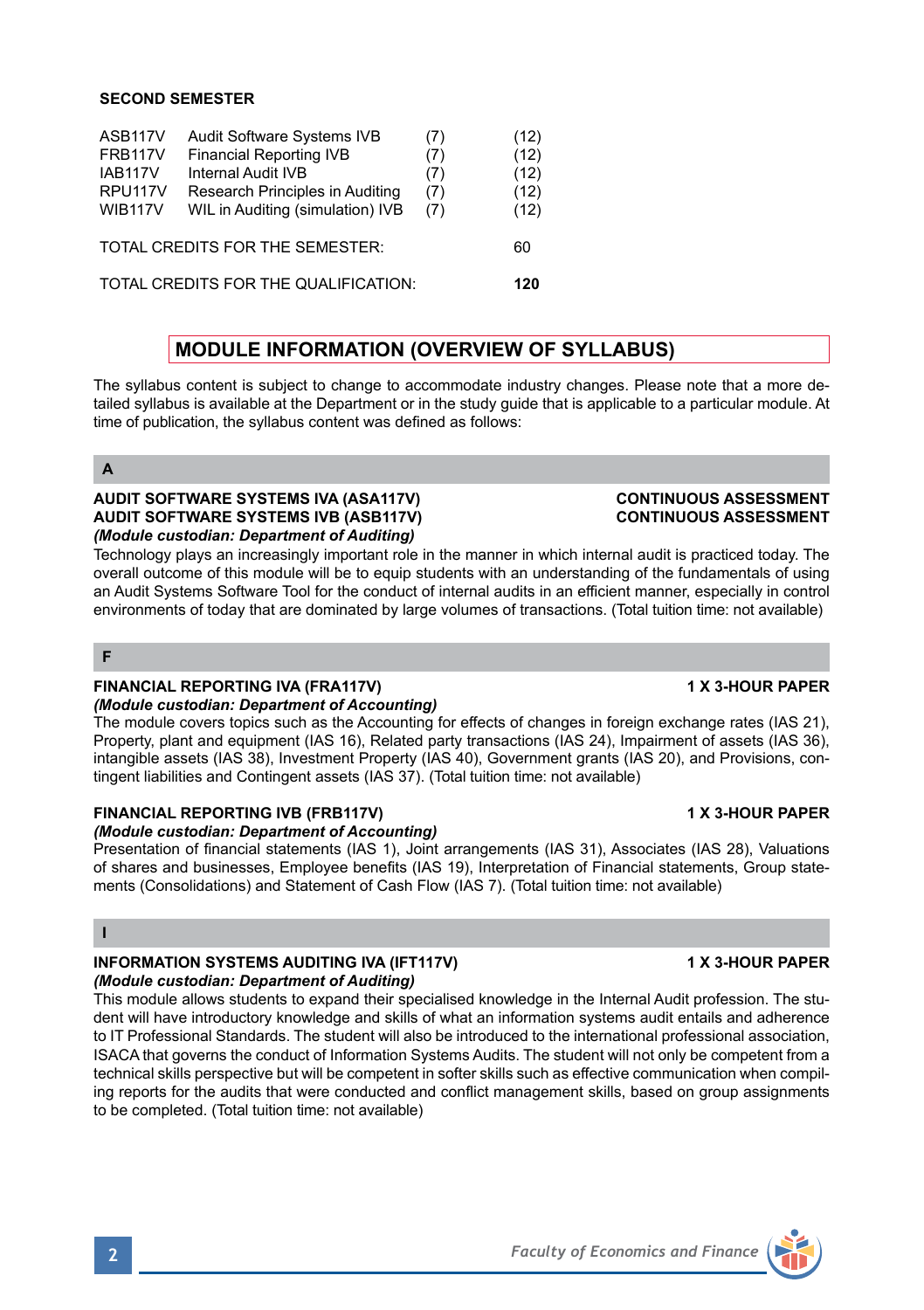**SECOND SEMESTER**

| | | | |
|---|---|---|---|
| ASB117V | Audit Software Systems IVB | (7) | (12) |
| FRB117V | Financial Reporting IVB | (7) | (12) |
| IAB117V | Internal Audit IVB | (7) | (12) |
| RPU117V | Research Principles in Auditing | (7) | (12) |
| WIB117V | WIL in Auditing (simulation) IVB | (7) | (12) |

TOTAL CREDITS FOR THE SEMESTER: 60

TOTAL CREDITS FOR THE QUALIFICATION: **120**

## MODULE INFORMATION (OVERVIEW OF SYLLABUS)

The syllabus content is subject to change to accommodate industry changes. Please note that a more detailed syllabus is available at the Department or in the study guide that is applicable to a particular module. At time of publication, the syllabus content was defined as follows:

### A

**AUDIT SOFTWARE SYSTEMS IVA (ASA117V) — CONTINUOUS ASSESSMENT**
**AUDIT SOFTWARE SYSTEMS IVB (ASB117V) — CONTINUOUS ASSESSMENT**
*(Module custodian: Department of Auditing)*

Technology plays an increasingly important role in the manner in which internal audit is practiced today. The overall outcome of this module will be to equip students with an understanding of the fundamentals of using an Audit Systems Software Tool for the conduct of internal audits in an efficient manner, especially in control environments of today that are dominated by large volumes of transactions. (Total tuition time: not available)

### F

**FINANCIAL REPORTING IVA (FRA117V) — 1 X 3-HOUR PAPER**
*(Module custodian: Department of Accounting)*

The module covers topics such as the Accounting for effects of changes in foreign exchange rates (IAS 21), Property, plant and equipment (IAS 16), Related party transactions (IAS 24), Impairment of assets (IAS 36), intangible assets (IAS 38), Investment Property (IAS 40), Government grants (IAS 20), and Provisions, contingent liabilities and Contingent assets (IAS 37). (Total tuition time: not available)

**FINANCIAL REPORTING IVB (FRB117V) — 1 X 3-HOUR PAPER**
*(Module custodian: Department of Accounting)*

Presentation of financial statements (IAS 1), Joint arrangements (IAS 31), Associates (IAS 28), Valuations of shares and businesses, Employee benefits (IAS 19), Interpretation of Financial statements, Group statements (Consolidations) and Statement of Cash Flow (IAS 7). (Total tuition time: not available)

### I

**INFORMATION SYSTEMS AUDITING IVA (IFT117V) — 1 X 3-HOUR PAPER**
*(Module custodian: Department of Auditing)*

This module allows students to expand their specialised knowledge in the Internal Audit profession. The student will have introductory knowledge and skills of what an information systems audit entails and adherence to IT Professional Standards. The student will also be introduced to the international professional association, ISACA that governs the conduct of Information Systems Audits. The student will not only be competent from a technical skills perspective but will be competent in softer skills such as effective communication when compiling reports for the audits that were conducted and conflict management skills, based on group assignments to be completed. (Total tuition time: not available)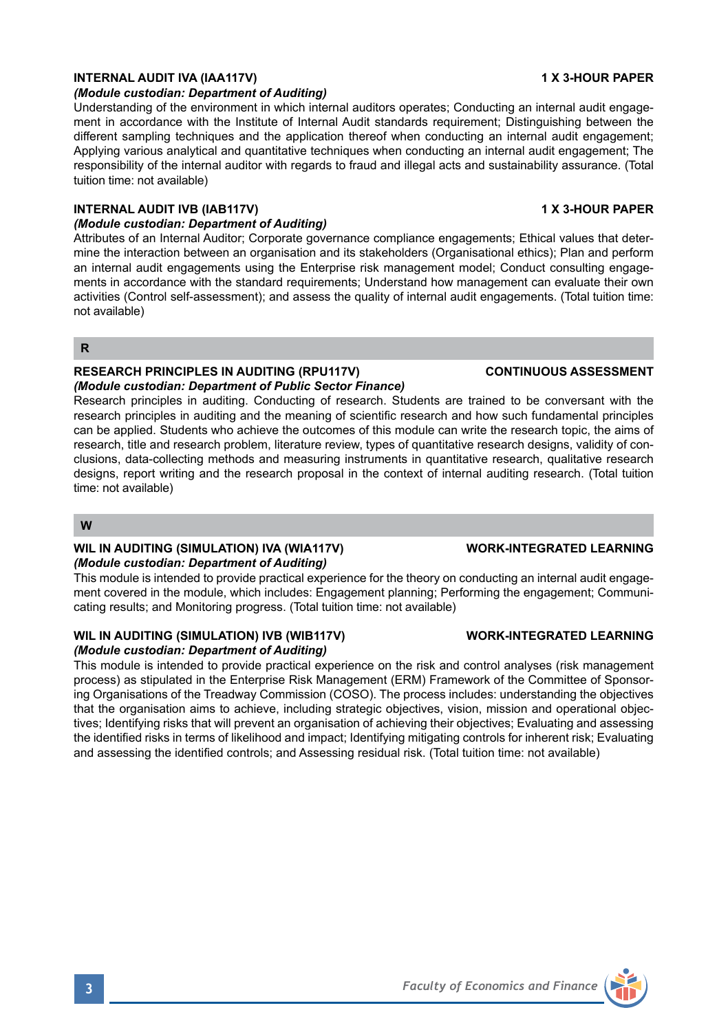**INTERNAL AUDIT IVA (IAA117V)** **1 X 3-HOUR PAPER**

***(Module custodian: Department of Auditing)***

Understanding of the environment in which internal auditors operates; Conducting an internal audit engagement in accordance with the Institute of Internal Audit standards requirement; Distinguishing between the different sampling techniques and the application thereof when conducting an internal audit engagement; Applying various analytical and quantitative techniques when conducting an internal audit engagement; The responsibility of the internal auditor with regards to fraud and illegal acts and sustainability assurance. (Total tuition time: not available)

**INTERNAL AUDIT IVB (IAB117V)** **1 X 3-HOUR PAPER**

***(Module custodian: Department of Auditing)***

Attributes of an Internal Auditor; Corporate governance compliance engagements; Ethical values that determine the interaction between an organisation and its stakeholders (Organisational ethics); Plan and perform an internal audit engagements using the Enterprise risk management model; Conduct consulting engagements in accordance with the standard requirements; Understand how management can evaluate their own activities (Control self-assessment); and assess the quality of internal audit engagements. (Total tuition time: not available)

## R

**RESEARCH PRINCIPLES IN AUDITING (RPU117V)** **CONTINUOUS ASSESSMENT**

***(Module custodian: Department of Public Sector Finance)***

Research principles in auditing. Conducting of research. Students are trained to be conversant with the research principles in auditing and the meaning of scientific research and how such fundamental principles can be applied. Students who achieve the outcomes of this module can write the research topic, the aims of research, title and research problem, literature review, types of quantitative research designs, validity of conclusions, data-collecting methods and measuring instruments in quantitative research, qualitative research designs, report writing and the research proposal in the context of internal auditing research. (Total tuition time: not available)

## W

**WIL IN AUDITING (SIMULATION) IVA (WIA117V)** **WORK-INTEGRATED LEARNING**

***(Module custodian: Department of Auditing)***

This module is intended to provide practical experience for the theory on conducting an internal audit engagement covered in the module, which includes: Engagement planning; Performing the engagement; Communicating results; and Monitoring progress. (Total tuition time: not available)

**WIL IN AUDITING (SIMULATION) IVB (WIB117V)** **WORK-INTEGRATED LEARNING**

***(Module custodian: Department of Auditing)***

This module is intended to provide practical experience on the risk and control analyses (risk management process) as stipulated in the Enterprise Risk Management (ERM) Framework of the Committee of Sponsoring Organisations of the Treadway Commission (COSO). The process includes: understanding the objectives that the organisation aims to achieve, including strategic objectives, vision, mission and operational objectives; Identifying risks that will prevent an organisation of achieving their objectives; Evaluating and assessing the identified risks in terms of likelihood and impact; Identifying mitigating controls for inherent risk; Evaluating and assessing the identified controls; and Assessing residual risk. (Total tuition time: not available)